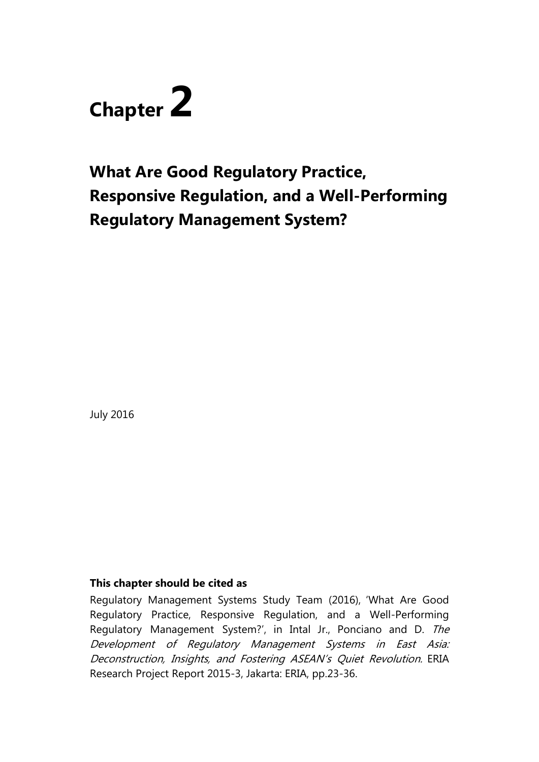# Chapter 2

## What Are Good Regulatory Practice, Responsive Regulation, and a Well-Performing Regulatory Management System?

July 2016

**This chapter should be cited as**

Regulatory Management Systems Study Team (2016), 'What Are Good Regulatory Practice, Responsive Regulation, and a Well-Performing Regulatory Management System?', in Intal Jr., Ponciano and D. *The Development of Regulatory Management Systems in East Asia: Deconstruction, Insights, and Fostering ASEAN's Quiet Revolution.* ERIA Research Project Report 2015-3, Jakarta: ERIA, pp.23-36.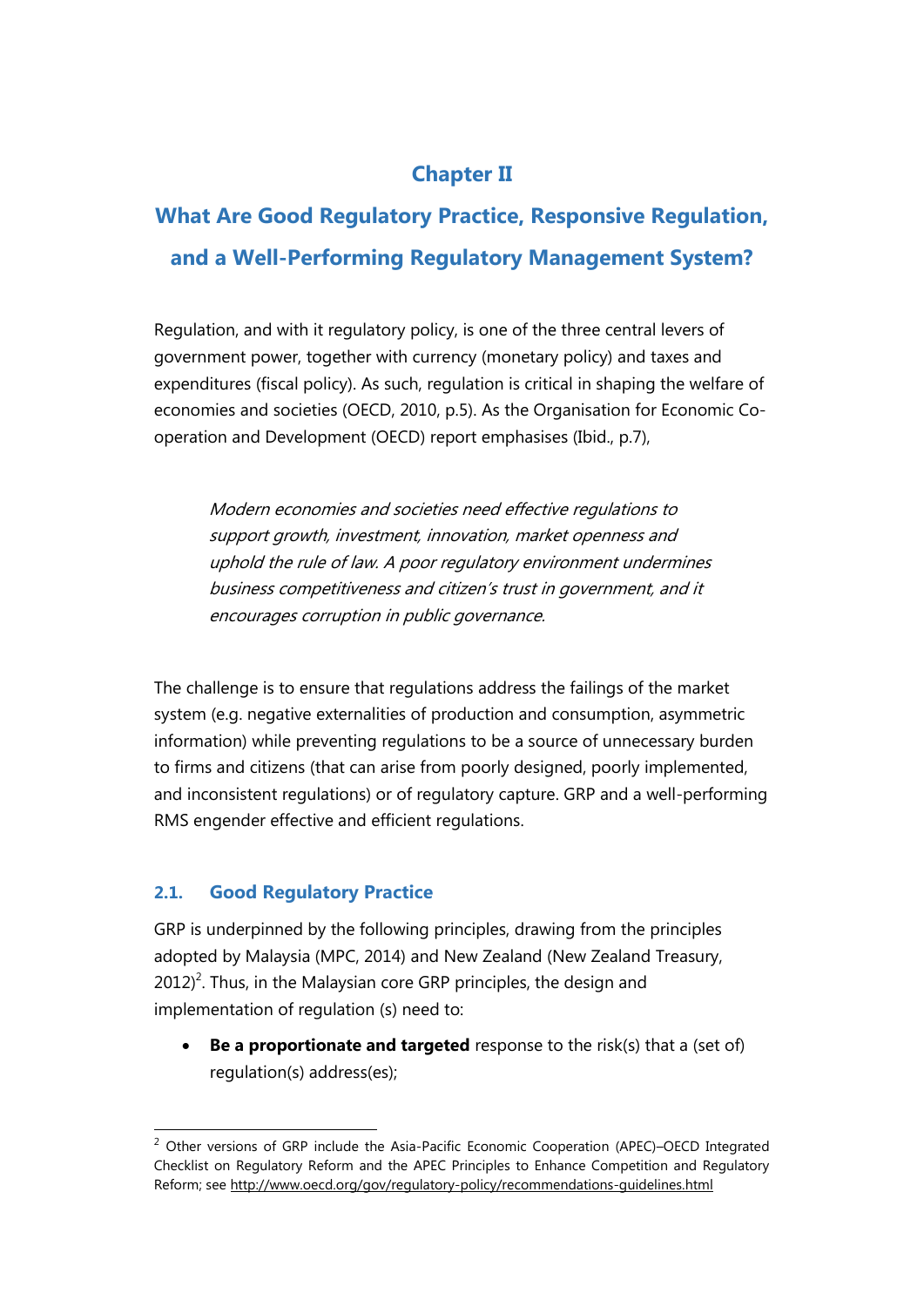# Chapter II

# What Are Good Regulatory Practice, Responsive Regulation, and a Well-Performing Regulatory Management System?

Regulation, and with it regulatory policy, is one of the three central levers of government power, together with currency (monetary policy) and taxes and expenditures (fiscal policy). As such, regulation is critical in shaping the welfare of economies and societies (OECD, 2010, p.5). As the Organisation for Economic Co-operation and Development (OECD) report emphasises (Ibid., p.7),

> *Modern economies and societies need effective regulations to support growth, investment, innovation, market openness and uphold the rule of law. A poor regulatory environment undermines business competitiveness and citizen's trust in government, and it encourages corruption in public governance.*

The challenge is to ensure that regulations address the failings of the market system (e.g. negative externalities of production and consumption, asymmetric information) while preventing regulations to be a source of unnecessary burden to firms and citizens (that can arise from poorly designed, poorly implemented, and inconsistent regulations) or of regulatory capture. GRP and a well-performing RMS engender effective and efficient regulations.

## 2.1. Good Regulatory Practice

GRP is underpinned by the following principles, drawing from the principles adopted by Malaysia (MPC, 2014) and New Zealand (New Zealand Treasury, 2012)[2]. Thus, in the Malaysian core GRP principles, the design and implementation of regulation (s) need to:

- **Be a proportionate and targeted** response to the risk(s) that a (set of) regulation(s) address(es);

[2] Other versions of GRP include the Asia-Pacific Economic Cooperation (APEC)–OECD Integrated Checklist on Regulatory Reform and the APEC Principles to Enhance Competition and Regulatory Reform; see http://www.oecd.org/gov/regulatory-policy/recommendations-guidelines.html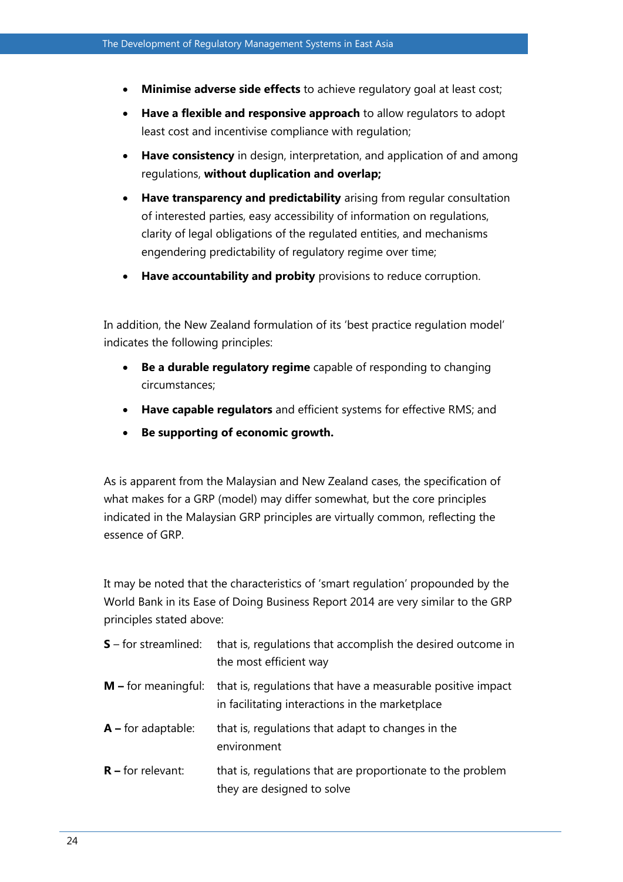- **Minimise adverse side effects** to achieve regulatory goal at least cost;
- **Have a flexible and responsive approach** to allow regulators to adopt least cost and incentivise compliance with regulation;
- **Have consistency** in design, interpretation, and application of and among regulations, **without duplication and overlap;**
- **Have transparency and predictability** arising from regular consultation of interested parties, easy accessibility of information on regulations, clarity of legal obligations of the regulated entities, and mechanisms engendering predictability of regulatory regime over time;
- **Have accountability and probity** provisions to reduce corruption.

In addition, the New Zealand formulation of its 'best practice regulation model' indicates the following principles:

- **Be a durable regulatory regime** capable of responding to changing circumstances;
- **Have capable regulators** and efficient systems for effective RMS; and
- **Be supporting of economic growth.**

As is apparent from the Malaysian and New Zealand cases, the specification of what makes for a GRP (model) may differ somewhat, but the core principles indicated in the Malaysian GRP principles are virtually common, reflecting the essence of GRP.

It may be noted that the characteristics of 'smart regulation' propounded by the World Bank in its Ease of Doing Business Report 2014 are very similar to the GRP principles stated above:

| | |
|---|---|
| **S** – for streamlined: | that is, regulations that accomplish the desired outcome in the most efficient way |
| **M –** for meaningful: | that is, regulations that have a measurable positive impact in facilitating interactions in the marketplace |
| **A –** for adaptable: | that is, regulations that adapt to changes in the environment |
| **R –** for relevant: | that is, regulations that are proportionate to the problem they are designed to solve |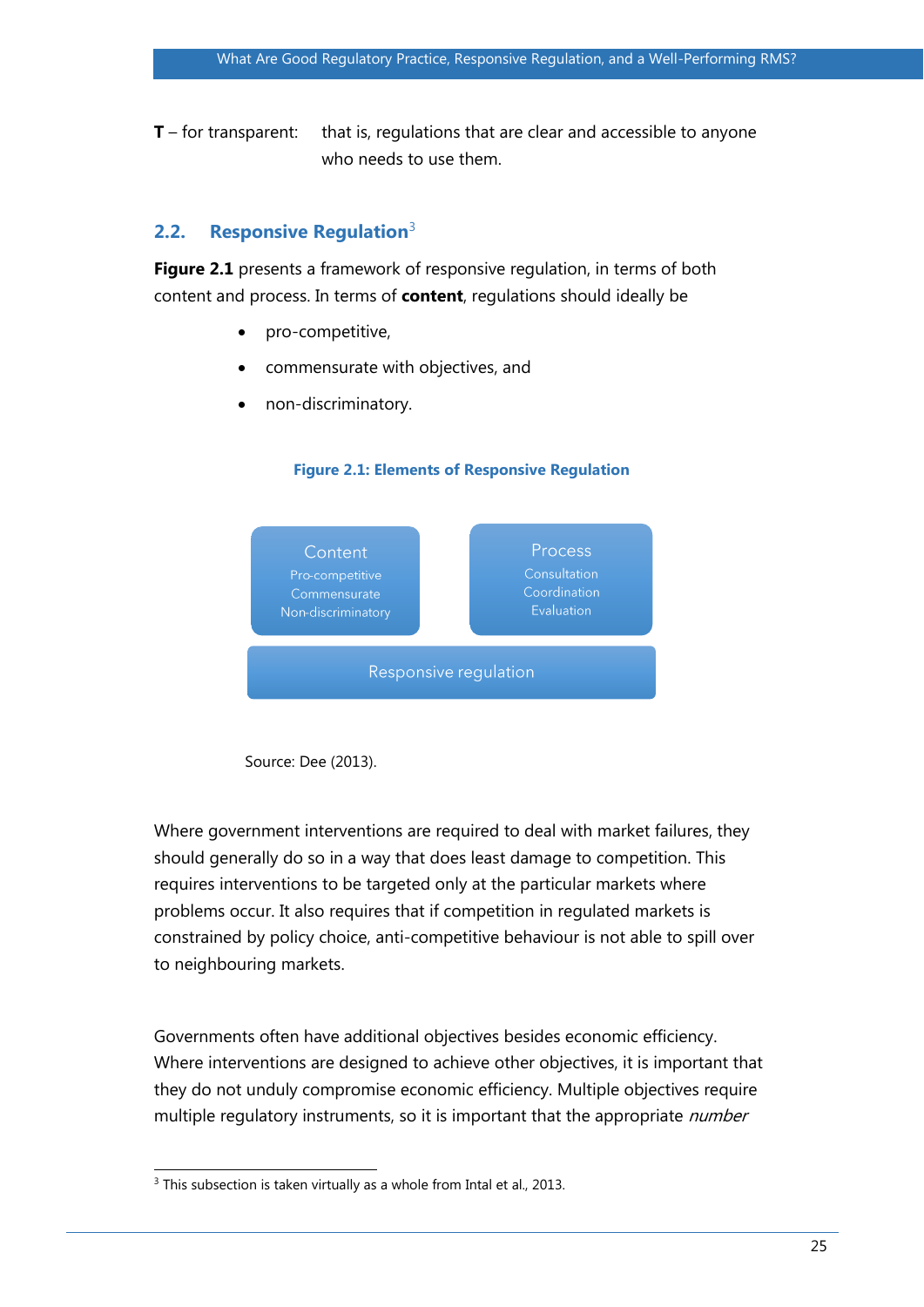**T** – for transparent: that is, regulations that are clear and accessible to anyone who needs to use them.

## 2.2. Responsive Regulation[3]

**Figure 2.1** presents a framework of responsive regulation, in terms of both content and process. In terms of **content**, regulations should ideally be

- pro-competitive,
- commensurate with objectives, and
- non-discriminatory.

**Figure 2.1: Elements of Responsive Regulation**

| Content | Process |
| --- | --- |
| Pro-competitive | Consultation |
| Commensurate | Coordination |
| Non-discriminatory | Evaluation |
| Responsive regulation | |

Source: Dee (2013).

Where government interventions are required to deal with market failures, they should generally do so in a way that does least damage to competition. This requires interventions to be targeted only at the particular markets where problems occur. It also requires that if competition in regulated markets is constrained by policy choice, anti-competitive behaviour is not able to spill over to neighbouring markets.

Governments often have additional objectives besides economic efficiency. Where interventions are designed to achieve other objectives, it is important that they do not unduly compromise economic efficiency. Multiple objectives require multiple regulatory instruments, so it is important that the appropriate *number*

[3] This subsection is taken virtually as a whole from Intal et al., 2013.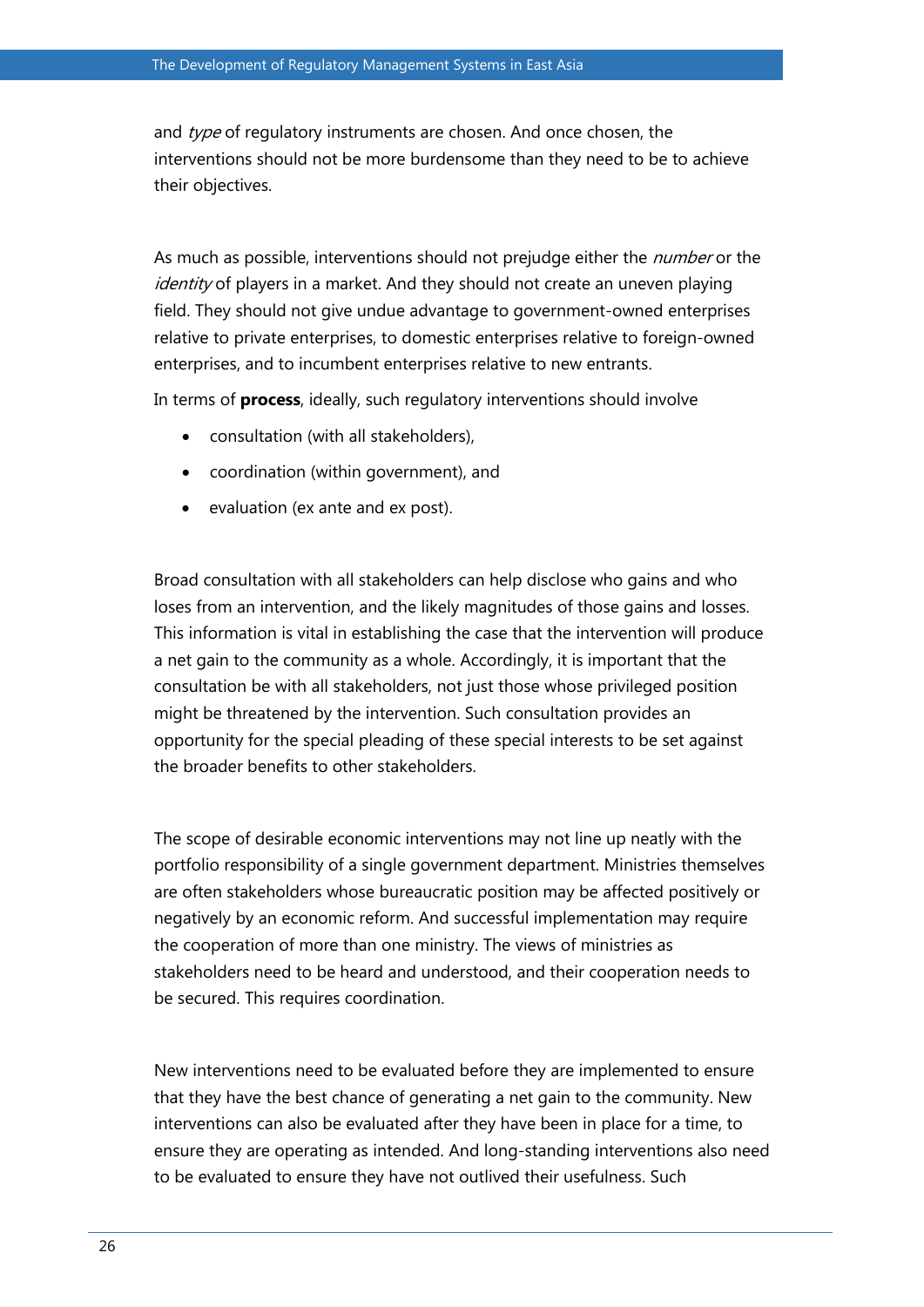and *type* of regulatory instruments are chosen. And once chosen, the interventions should not be more burdensome than they need to be to achieve their objectives.

As much as possible, interventions should not prejudge either the *number* or the *identity* of players in a market. And they should not create an uneven playing field. They should not give undue advantage to government-owned enterprises relative to private enterprises, to domestic enterprises relative to foreign-owned enterprises, and to incumbent enterprises relative to new entrants.

In terms of **process**, ideally, such regulatory interventions should involve

- consultation (with all stakeholders),
- coordination (within government), and
- evaluation (ex ante and ex post).

Broad consultation with all stakeholders can help disclose who gains and who loses from an intervention, and the likely magnitudes of those gains and losses. This information is vital in establishing the case that the intervention will produce a net gain to the community as a whole. Accordingly, it is important that the consultation be with all stakeholders, not just those whose privileged position might be threatened by the intervention. Such consultation provides an opportunity for the special pleading of these special interests to be set against the broader benefits to other stakeholders.

The scope of desirable economic interventions may not line up neatly with the portfolio responsibility of a single government department. Ministries themselves are often stakeholders whose bureaucratic position may be affected positively or negatively by an economic reform. And successful implementation may require the cooperation of more than one ministry. The views of ministries as stakeholders need to be heard and understood, and their cooperation needs to be secured. This requires coordination.

New interventions need to be evaluated before they are implemented to ensure that they have the best chance of generating a net gain to the community. New interventions can also be evaluated after they have been in place for a time, to ensure they are operating as intended. And long-standing interventions also need to be evaluated to ensure they have not outlived their usefulness. Such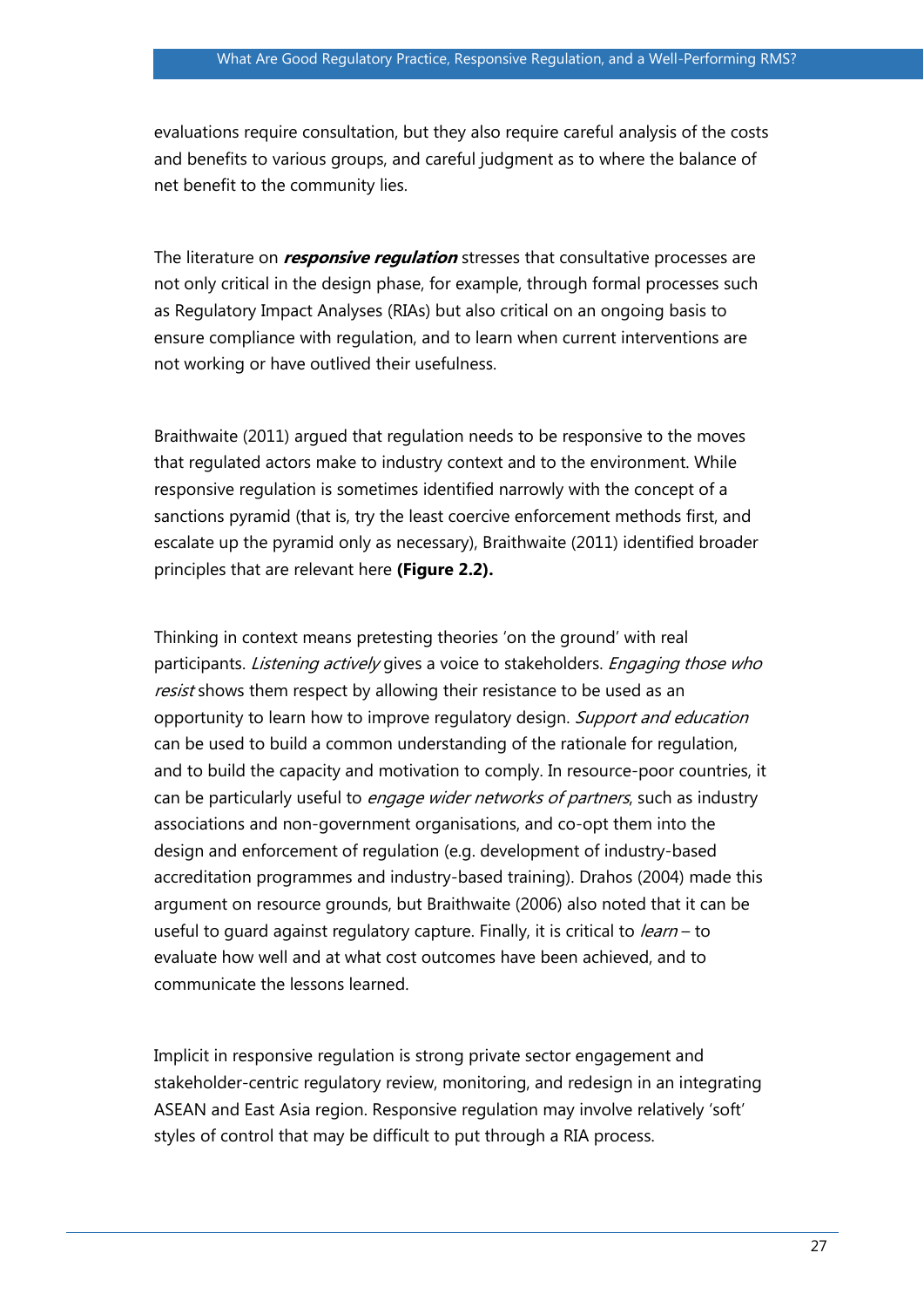evaluations require consultation, but they also require careful analysis of the costs and benefits to various groups, and careful judgment as to where the balance of net benefit to the community lies.

The literature on ***responsive regulation*** stresses that consultative processes are not only critical in the design phase, for example, through formal processes such as Regulatory Impact Analyses (RIAs) but also critical on an ongoing basis to ensure compliance with regulation, and to learn when current interventions are not working or have outlived their usefulness.

Braithwaite (2011) argued that regulation needs to be responsive to the moves that regulated actors make to industry context and to the environment. While responsive regulation is sometimes identified narrowly with the concept of a sanctions pyramid (that is, try the least coercive enforcement methods first, and escalate up the pyramid only as necessary), Braithwaite (2011) identified broader principles that are relevant here **(Figure 2.2).**

Thinking in context means pretesting theories 'on the ground' with real participants. *Listening actively* gives a voice to stakeholders. *Engaging those who resist* shows them respect by allowing their resistance to be used as an opportunity to learn how to improve regulatory design. *Support and education* can be used to build a common understanding of the rationale for regulation, and to build the capacity and motivation to comply. In resource-poor countries, it can be particularly useful to *engage wider networks of partners*, such as industry associations and non-government organisations, and co-opt them into the design and enforcement of regulation (e.g. development of industry-based accreditation programmes and industry-based training). Drahos (2004) made this argument on resource grounds, but Braithwaite (2006) also noted that it can be useful to guard against regulatory capture. Finally, it is critical to *learn* – to evaluate how well and at what cost outcomes have been achieved, and to communicate the lessons learned.

Implicit in responsive regulation is strong private sector engagement and stakeholder-centric regulatory review, monitoring, and redesign in an integrating ASEAN and East Asia region. Responsive regulation may involve relatively 'soft' styles of control that may be difficult to put through a RIA process.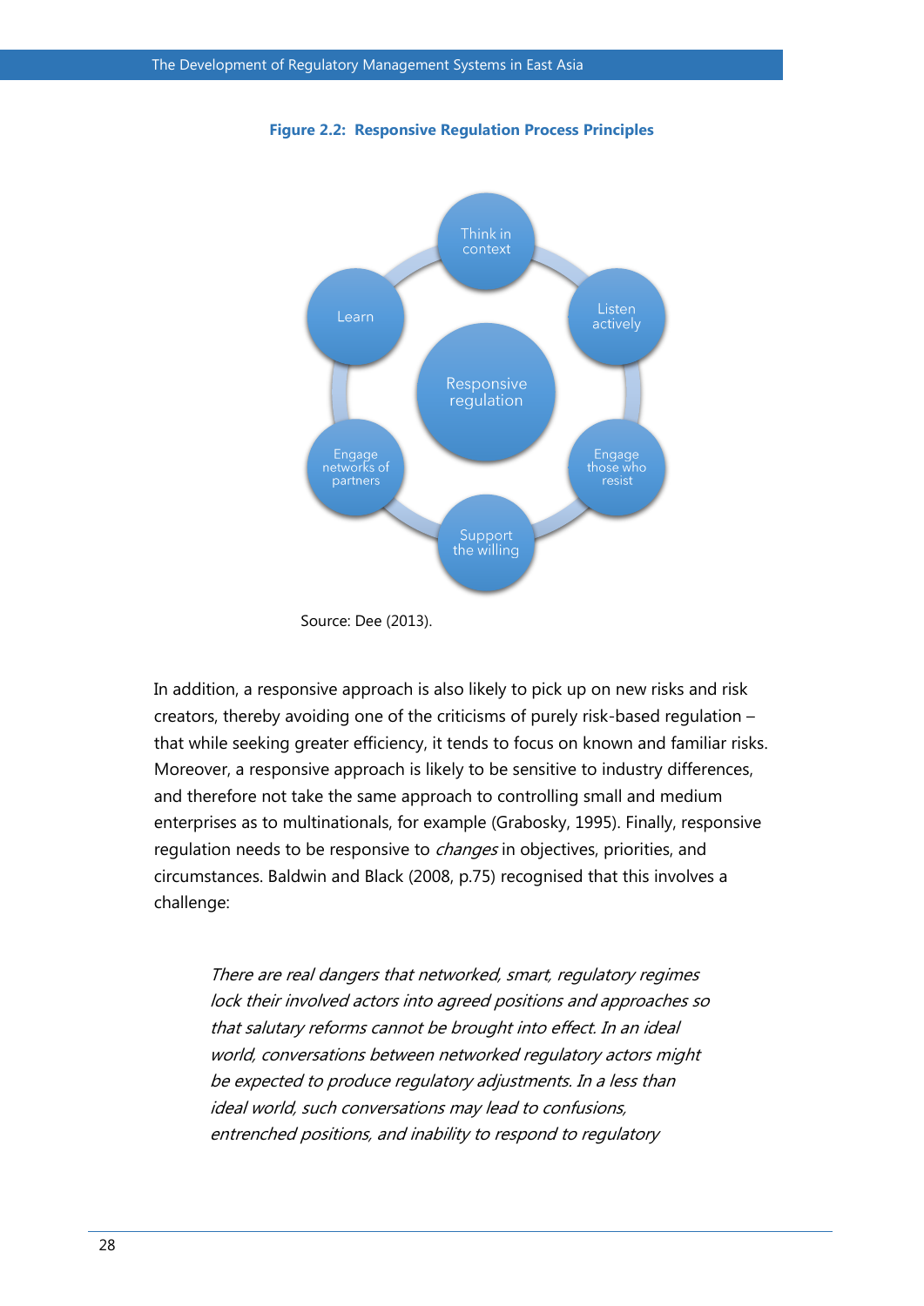**Figure 2.2: Responsive Regulation Process Principles**

Responsive regulation

Think in context

Listen actively

Engage those who resist

Support the willing

Engage networks of partners

Learn

Source: Dee (2013).

In addition, a responsive approach is also likely to pick up on new risks and risk creators, thereby avoiding one of the criticisms of purely risk-based regulation – that while seeking greater efficiency, it tends to focus on known and familiar risks. Moreover, a responsive approach is likely to be sensitive to industry differences, and therefore not take the same approach to controlling small and medium enterprises as to multinationals, for example (Grabosky, 1995). Finally, responsive regulation needs to be responsive to *changes* in objectives, priorities, and circumstances. Baldwin and Black (2008, p.75) recognised that this involves a challenge:

> *There are real dangers that networked, smart, regulatory regimes lock their involved actors into agreed positions and approaches so that salutary reforms cannot be brought into effect. In an ideal world, conversations between networked regulatory actors might be expected to produce regulatory adjustments. In a less than ideal world, such conversations may lead to confusions, entrenched positions, and inability to respond to regulatory*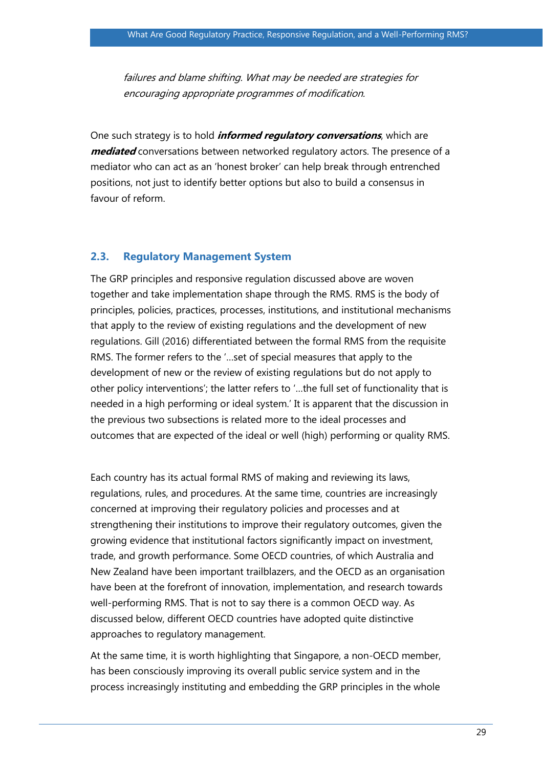*failures and blame shifting. What may be needed are strategies for encouraging appropriate programmes of modification.*

One such strategy is to hold ***informed regulatory conversations***, which are ***mediated*** conversations between networked regulatory actors. The presence of a mediator who can act as an 'honest broker' can help break through entrenched positions, not just to identify better options but also to build a consensus in favour of reform.

## 2.3. Regulatory Management System

The GRP principles and responsive regulation discussed above are woven together and take implementation shape through the RMS. RMS is the body of principles, policies, practices, processes, institutions, and institutional mechanisms that apply to the review of existing regulations and the development of new regulations. Gill (2016) differentiated between the formal RMS from the requisite RMS. The former refers to the '…set of special measures that apply to the development of new or the review of existing regulations but do not apply to other policy interventions'; the latter refers to '…the full set of functionality that is needed in a high performing or ideal system.' It is apparent that the discussion in the previous two subsections is related more to the ideal processes and outcomes that are expected of the ideal or well (high) performing or quality RMS.

Each country has its actual formal RMS of making and reviewing its laws, regulations, rules, and procedures. At the same time, countries are increasingly concerned at improving their regulatory policies and processes and at strengthening their institutions to improve their regulatory outcomes, given the growing evidence that institutional factors significantly impact on investment, trade, and growth performance. Some OECD countries, of which Australia and New Zealand have been important trailblazers, and the OECD as an organisation have been at the forefront of innovation, implementation, and research towards well-performing RMS. That is not to say there is a common OECD way. As discussed below, different OECD countries have adopted quite distinctive approaches to regulatory management.

At the same time, it is worth highlighting that Singapore, a non-OECD member, has been consciously improving its overall public service system and in the process increasingly instituting and embedding the GRP principles in the whole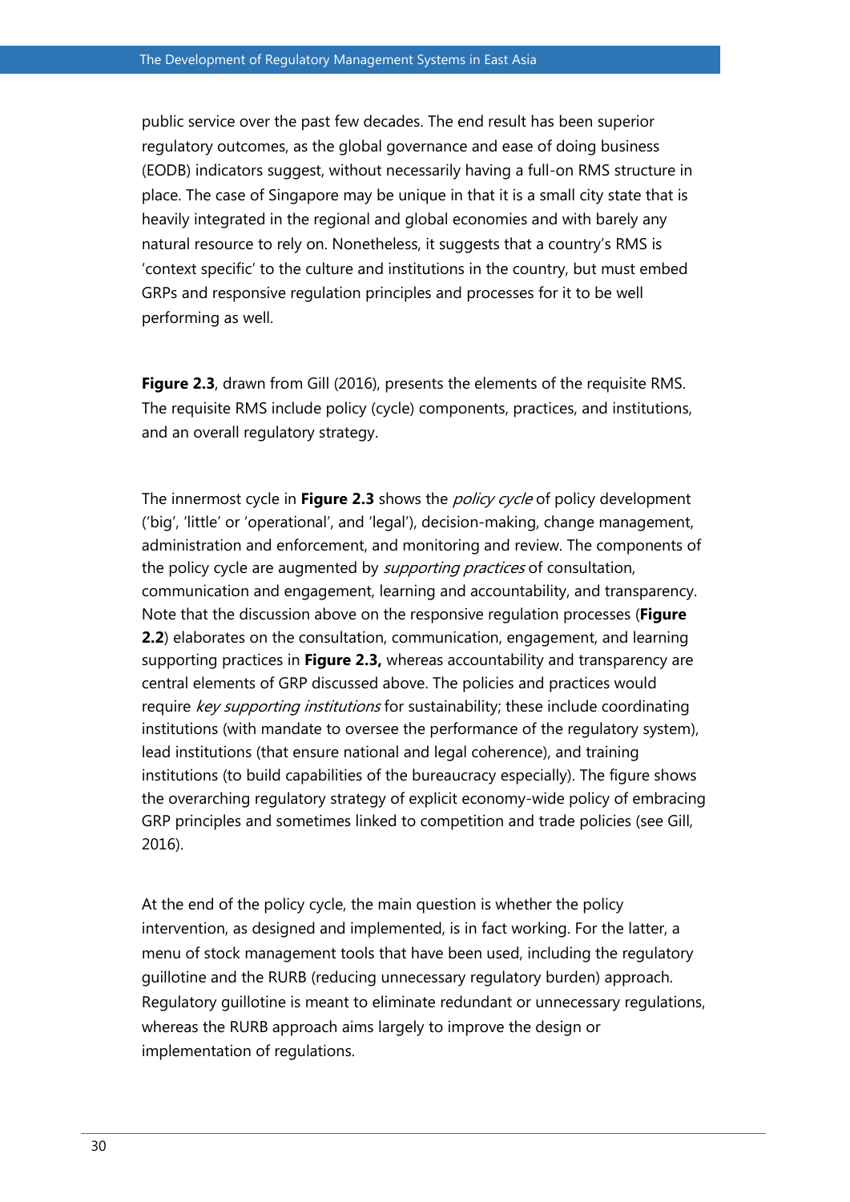public service over the past few decades. The end result has been superior regulatory outcomes, as the global governance and ease of doing business (EODB) indicators suggest, without necessarily having a full-on RMS structure in place. The case of Singapore may be unique in that it is a small city state that is heavily integrated in the regional and global economies and with barely any natural resource to rely on. Nonetheless, it suggests that a country's RMS is 'context specific' to the culture and institutions in the country, but must embed GRPs and responsive regulation principles and processes for it to be well performing as well.

**Figure 2.3**, drawn from Gill (2016), presents the elements of the requisite RMS. The requisite RMS include policy (cycle) components, practices, and institutions, and an overall regulatory strategy.

The innermost cycle in **Figure 2.3** shows the *policy cycle* of policy development ('big', 'little' or 'operational', and 'legal'), decision-making, change management, administration and enforcement, and monitoring and review. The components of the policy cycle are augmented by *supporting practices* of consultation, communication and engagement, learning and accountability, and transparency. Note that the discussion above on the responsive regulation processes (**Figure 2.2**) elaborates on the consultation, communication, engagement, and learning supporting practices in **Figure 2.3,** whereas accountability and transparency are central elements of GRP discussed above. The policies and practices would require *key supporting institutions* for sustainability; these include coordinating institutions (with mandate to oversee the performance of the regulatory system), lead institutions (that ensure national and legal coherence), and training institutions (to build capabilities of the bureaucracy especially). The figure shows the overarching regulatory strategy of explicit economy-wide policy of embracing GRP principles and sometimes linked to competition and trade policies (see Gill, 2016).

At the end of the policy cycle, the main question is whether the policy intervention, as designed and implemented, is in fact working. For the latter, a menu of stock management tools that have been used, including the regulatory guillotine and the RURB (reducing unnecessary regulatory burden) approach. Regulatory guillotine is meant to eliminate redundant or unnecessary regulations, whereas the RURB approach aims largely to improve the design or implementation of regulations.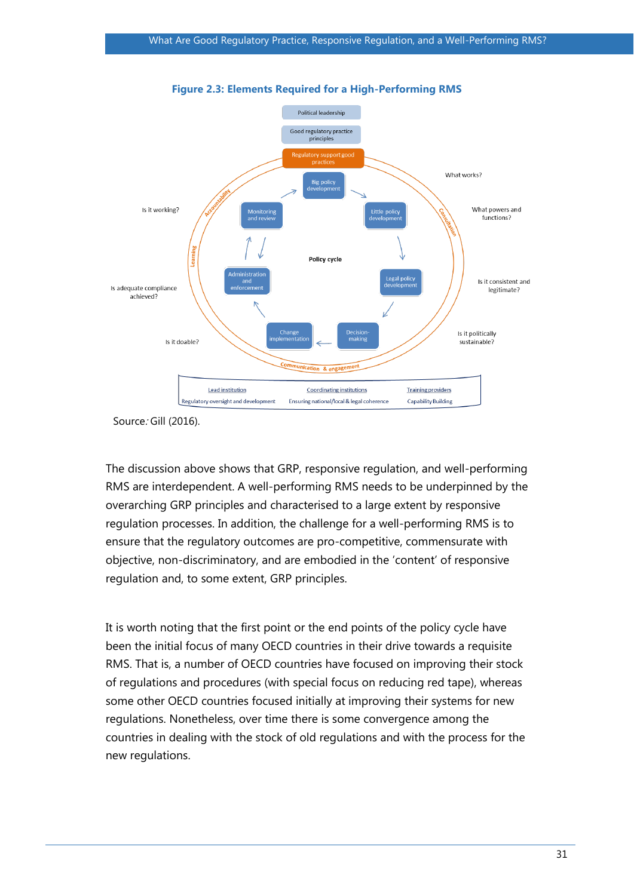**Figure 2.3: Elements Required for a High-Performing RMS**

Political leadership

Good regulatory practice principles

Regulatory support good practices

Big policy development

Little policy development

Legal policy development

Decision-making

Change implementation

Administration and enforcement

Monitoring and review

Policy cycle

Accountability

Consultation

Learning

Communication & engagement

What works?

What powers and functions?

Is it consistent and legitimate?

Is it politically sustainable?

Is it doable?

Is adequate compliance achieved?

Is it working?

| Lead institution | Coordinating institutions | Training providers |
|---|---|---|
| Regulatory oversight and development | Ensuring national/local & legal coherence | Capability Building |

Source: Gill (2016).

The discussion above shows that GRP, responsive regulation, and well-performing RMS are interdependent. A well-performing RMS needs to be underpinned by the overarching GRP principles and characterised to a large extent by responsive regulation processes. In addition, the challenge for a well-performing RMS is to ensure that the regulatory outcomes are pro-competitive, commensurate with objective, non-discriminatory, and are embodied in the 'content' of responsive regulation and, to some extent, GRP principles.

It is worth noting that the first point or the end points of the policy cycle have been the initial focus of many OECD countries in their drive towards a requisite RMS. That is, a number of OECD countries have focused on improving their stock of regulations and procedures (with special focus on reducing red tape), whereas some other OECD countries focused initially at improving their systems for new regulations. Nonetheless, over time there is some convergence among the countries in dealing with the stock of old regulations and with the process for the new regulations.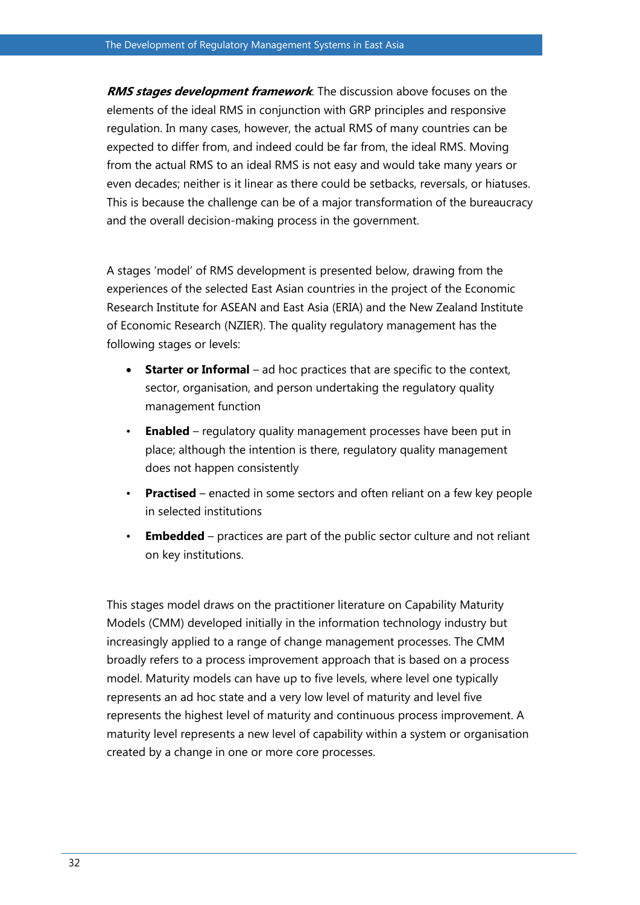***RMS stages development framework***. The discussion above focuses on the elements of the ideal RMS in conjunction with GRP principles and responsive regulation. In many cases, however, the actual RMS of many countries can be expected to differ from, and indeed could be far from, the ideal RMS. Moving from the actual RMS to an ideal RMS is not easy and would take many years or even decades; neither is it linear as there could be setbacks, reversals, or hiatuses. This is because the challenge can be of a major transformation of the bureaucracy and the overall decision-making process in the government.

A stages 'model' of RMS development is presented below, drawing from the experiences of the selected East Asian countries in the project of the Economic Research Institute for ASEAN and East Asia (ERIA) and the New Zealand Institute of Economic Research (NZIER). The quality regulatory management has the following stages or levels:

- **Starter or Informal** – ad hoc practices that are specific to the context, sector, organisation, and person undertaking the regulatory quality management function
- **Enabled** – regulatory quality management processes have been put in place; although the intention is there, regulatory quality management does not happen consistently
- **Practised** – enacted in some sectors and often reliant on a few key people in selected institutions
- **Embedded** – practices are part of the public sector culture and not reliant on key institutions.

This stages model draws on the practitioner literature on Capability Maturity Models (CMM) developed initially in the information technology industry but increasingly applied to a range of change management processes. The CMM broadly refers to a process improvement approach that is based on a process model. Maturity models can have up to five levels, where level one typically represents an ad hoc state and a very low level of maturity and level five represents the highest level of maturity and continuous process improvement. A maturity level represents a new level of capability within a system or organisation created by a change in one or more core processes.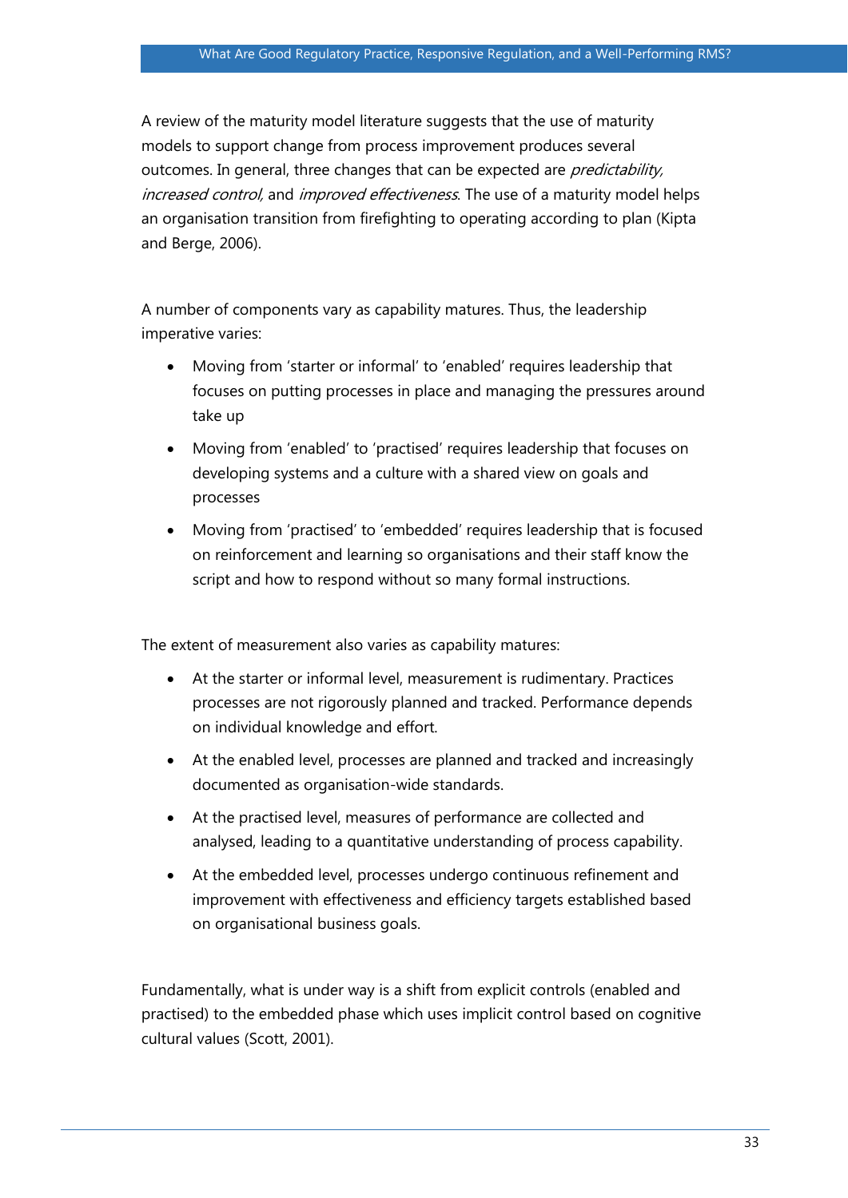A review of the maturity model literature suggests that the use of maturity models to support change from process improvement produces several outcomes. In general, three changes that can be expected are *predictability, increased control,* and *improved effectiveness*. The use of a maturity model helps an organisation transition from firefighting to operating according to plan (Kipta and Berge, 2006).

A number of components vary as capability matures. Thus, the leadership imperative varies:

- Moving from 'starter or informal' to 'enabled' requires leadership that focuses on putting processes in place and managing the pressures around take up
- Moving from 'enabled' to 'practised' requires leadership that focuses on developing systems and a culture with a shared view on goals and processes
- Moving from 'practised' to 'embedded' requires leadership that is focused on reinforcement and learning so organisations and their staff know the script and how to respond without so many formal instructions.

The extent of measurement also varies as capability matures:

- At the starter or informal level, measurement is rudimentary. Practices processes are not rigorously planned and tracked. Performance depends on individual knowledge and effort.
- At the enabled level, processes are planned and tracked and increasingly documented as organisation-wide standards.
- At the practised level, measures of performance are collected and analysed, leading to a quantitative understanding of process capability.
- At the embedded level, processes undergo continuous refinement and improvement with effectiveness and efficiency targets established based on organisational business goals.

Fundamentally, what is under way is a shift from explicit controls (enabled and practised) to the embedded phase which uses implicit control based on cognitive cultural values (Scott, 2001).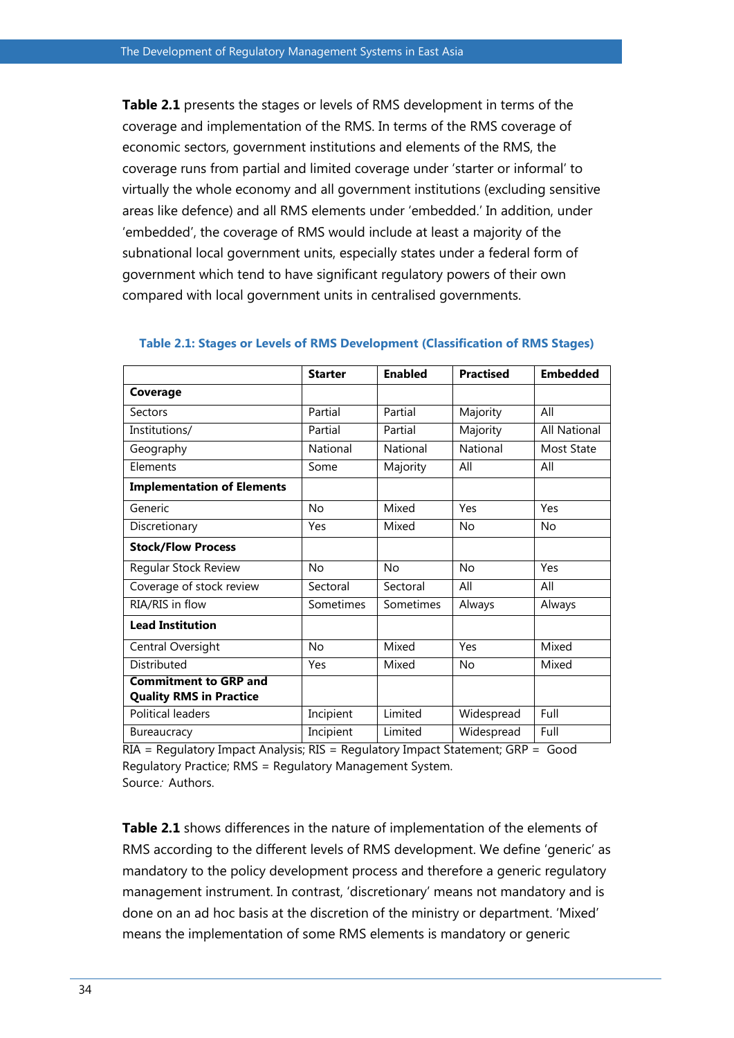**Table 2.1** presents the stages or levels of RMS development in terms of the coverage and implementation of the RMS. In terms of the RMS coverage of economic sectors, government institutions and elements of the RMS, the coverage runs from partial and limited coverage under 'starter or informal' to virtually the whole economy and all government institutions (excluding sensitive areas like defence) and all RMS elements under 'embedded.' In addition, under 'embedded', the coverage of RMS would include at least a majority of the subnational local government units, especially states under a federal form of government which tend to have significant regulatory powers of their own compared with local government units in centralised governments.

**Table 2.1: Stages or Levels of RMS Development (Classification of RMS Stages)**

| | **Starter** | **Enabled** | **Practised** | **Embedded** |
|---|---|---|---|---|
| **Coverage** | | | | |
| Sectors | Partial | Partial | Majority | All |
| Institutions/ | Partial | Partial | Majority | All National |
| Geography | National | National | National | Most State |
| Elements | Some | Majority | All | All |
| **Implementation of Elements** | | | | |
| Generic | No | Mixed | Yes | Yes |
| Discretionary | Yes | Mixed | No | No |
| **Stock/Flow Process** | | | | |
| Regular Stock Review | No | No | No | Yes |
| Coverage of stock review | Sectoral | Sectoral | All | All |
| RIA/RIS in flow | Sometimes | Sometimes | Always | Always |
| **Lead Institution** | | | | |
| Central Oversight | No | Mixed | Yes | Mixed |
| Distributed | Yes | Mixed | No | Mixed |
| **Commitment to GRP and Quality RMS in Practice** | | | | |
| Political leaders | Incipient | Limited | Widespread | Full |
| Bureaucracy | Incipient | Limited | Widespread | Full |

RIA = Regulatory Impact Analysis; RIS = Regulatory Impact Statement; GRP = Good Regulatory Practice; RMS = Regulatory Management System.
Source: Authors.

**Table 2.1** shows differences in the nature of implementation of the elements of RMS according to the different levels of RMS development. We define 'generic' as mandatory to the policy development process and therefore a generic regulatory management instrument. In contrast, 'discretionary' means not mandatory and is done on an ad hoc basis at the discretion of the ministry or department. 'Mixed' means the implementation of some RMS elements is mandatory or generic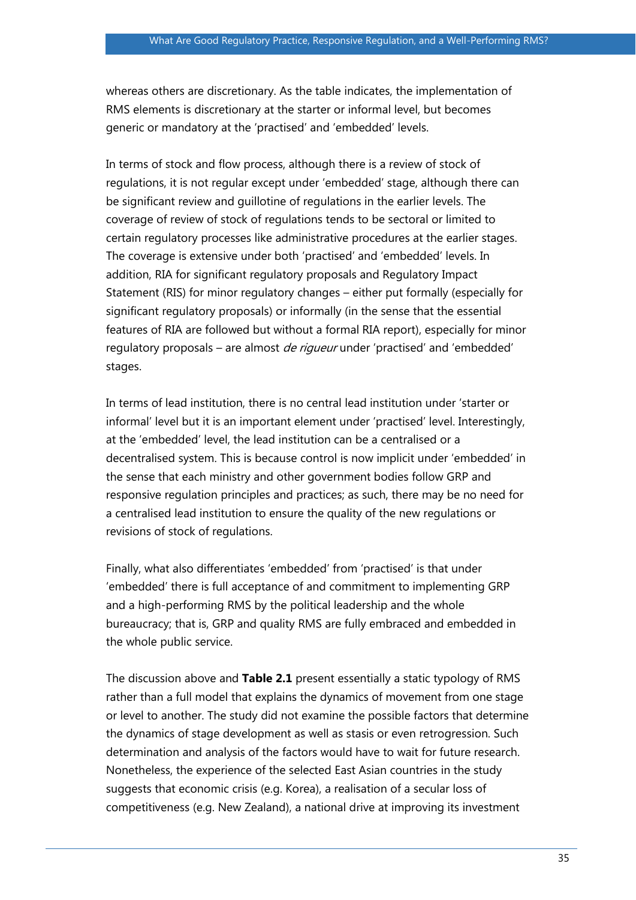whereas others are discretionary. As the table indicates, the implementation of RMS elements is discretionary at the starter or informal level, but becomes generic or mandatory at the 'practised' and 'embedded' levels.

In terms of stock and flow process, although there is a review of stock of regulations, it is not regular except under 'embedded' stage, although there can be significant review and guillotine of regulations in the earlier levels. The coverage of review of stock of regulations tends to be sectoral or limited to certain regulatory processes like administrative procedures at the earlier stages. The coverage is extensive under both 'practised' and 'embedded' levels. In addition, RIA for significant regulatory proposals and Regulatory Impact Statement (RIS) for minor regulatory changes – either put formally (especially for significant regulatory proposals) or informally (in the sense that the essential features of RIA are followed but without a formal RIA report), especially for minor regulatory proposals – are almost *de rigueur* under 'practised' and 'embedded' stages.

In terms of lead institution, there is no central lead institution under 'starter or informal' level but it is an important element under 'practised' level. Interestingly, at the 'embedded' level, the lead institution can be a centralised or a decentralised system. This is because control is now implicit under 'embedded' in the sense that each ministry and other government bodies follow GRP and responsive regulation principles and practices; as such, there may be no need for a centralised lead institution to ensure the quality of the new regulations or revisions of stock of regulations.

Finally, what also differentiates 'embedded' from 'practised' is that under 'embedded' there is full acceptance of and commitment to implementing GRP and a high-performing RMS by the political leadership and the whole bureaucracy; that is, GRP and quality RMS are fully embraced and embedded in the whole public service.

The discussion above and **Table 2.1** present essentially a static typology of RMS rather than a full model that explains the dynamics of movement from one stage or level to another. The study did not examine the possible factors that determine the dynamics of stage development as well as stasis or even retrogression. Such determination and analysis of the factors would have to wait for future research. Nonetheless, the experience of the selected East Asian countries in the study suggests that economic crisis (e.g. Korea), a realisation of a secular loss of competitiveness (e.g. New Zealand), a national drive at improving its investment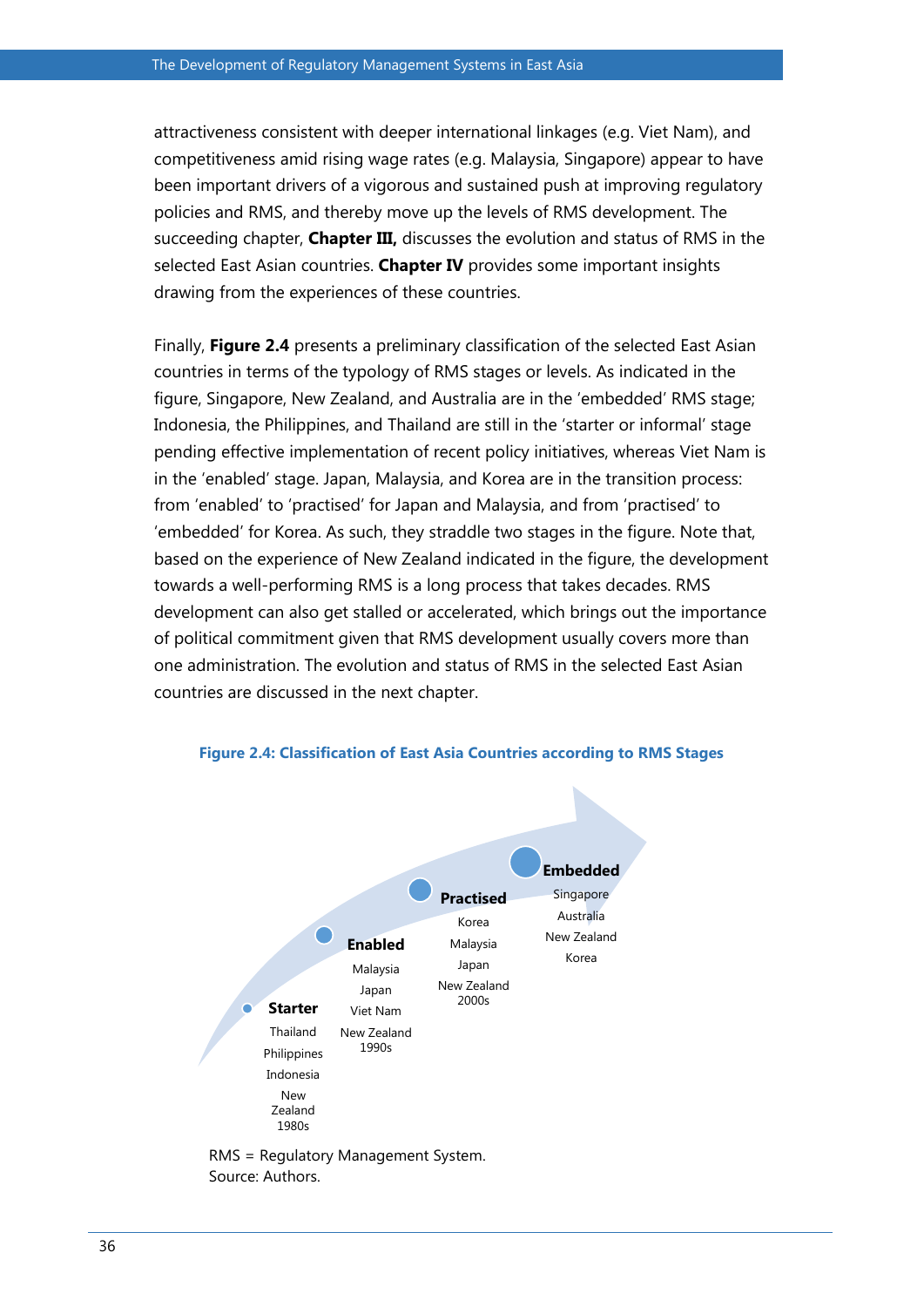attractiveness consistent with deeper international linkages (e.g. Viet Nam), and competitiveness amid rising wage rates (e.g. Malaysia, Singapore) appear to have been important drivers of a vigorous and sustained push at improving regulatory policies and RMS, and thereby move up the levels of RMS development. The succeeding chapter, **Chapter III,** discusses the evolution and status of RMS in the selected East Asian countries. **Chapter IV** provides some important insights drawing from the experiences of these countries.

Finally, **Figure 2.4** presents a preliminary classification of the selected East Asian countries in terms of the typology of RMS stages or levels. As indicated in the figure, Singapore, New Zealand, and Australia are in the 'embedded' RMS stage; Indonesia, the Philippines, and Thailand are still in the 'starter or informal' stage pending effective implementation of recent policy initiatives, whereas Viet Nam is in the 'enabled' stage. Japan, Malaysia, and Korea are in the transition process: from 'enabled' to 'practised' for Japan and Malaysia, and from 'practised' to 'embedded' for Korea. As such, they straddle two stages in the figure. Note that, based on the experience of New Zealand indicated in the figure, the development towards a well-performing RMS is a long process that takes decades. RMS development can also get stalled or accelerated, which brings out the importance of political commitment given that RMS development usually covers more than one administration. The evolution and status of RMS in the selected East Asian countries are discussed in the next chapter.

**Figure 2.4: Classification of East Asia Countries according to RMS Stages**

**Starter**
Thailand
Philippines
Indonesia
New Zealand 1980s

**Enabled**
Malaysia
Japan
Viet Nam
New Zealand 1990s

**Practised**
Korea
Malaysia
Japan
New Zealand 2000s

**Embedded**
Singapore
Australia
New Zealand
Korea

RMS = Regulatory Management System.
Source: Authors.